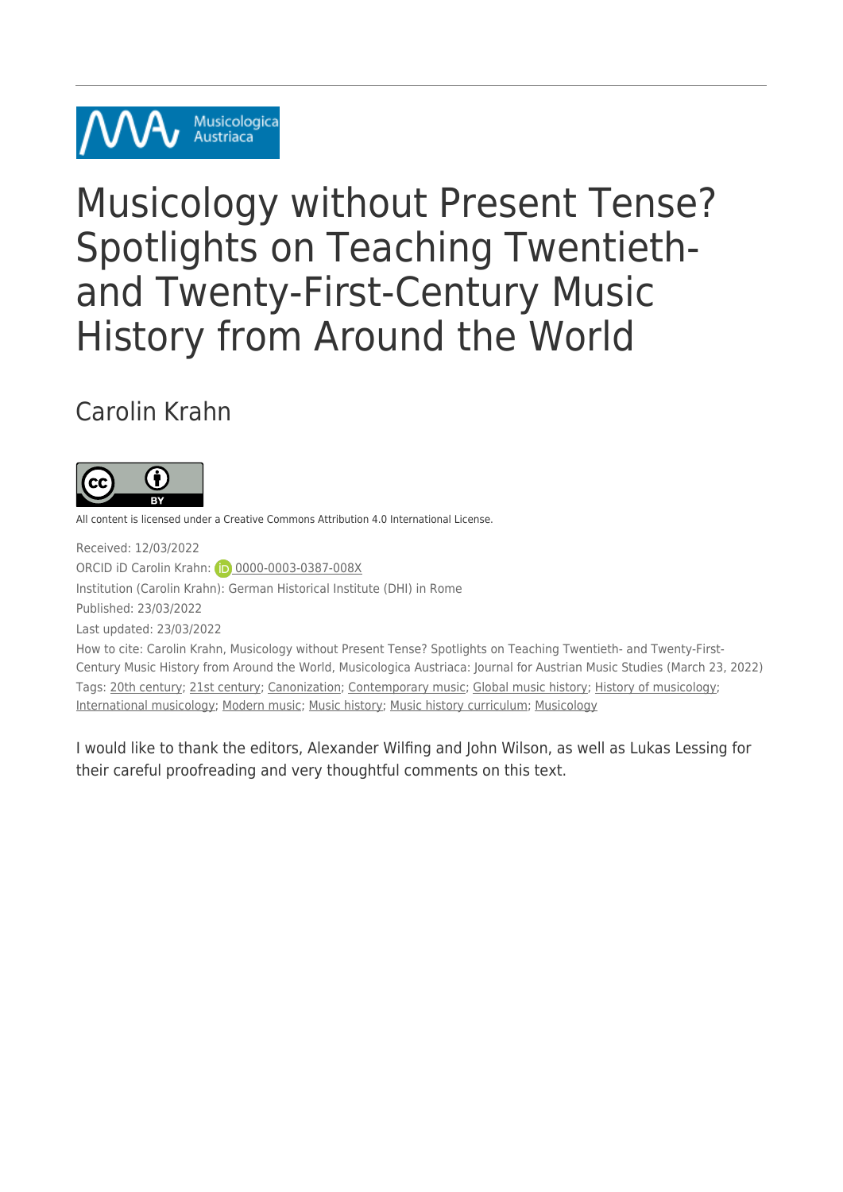# Musicology without Present Tense? Spotlights on Teaching Twentieth- and Twenty-First-Century Music History from Around the World

## Carolin Krahn

All content is licensed under a Creative Commons Attribution 4.0 International License.

Received: 12/03/2022

ORCID iD Carolin Krahn: 0000-0003-0387-008X

Institution (Carolin Krahn): German Historical Institute (DHI) in Rome

Published: 23/03/2022

Last updated: 23/03/2022

How to cite: Carolin Krahn, Musicology without Present Tense? Spotlights on Teaching Twentieth- and Twenty-First-Century Music History from Around the World, Musicologica Austriaca: Journal for Austrian Music Studies (March 23, 2022)

Tags: 20th century; 21st century; Canonization; Contemporary music; Global music history; History of musicology; International musicology; Modern music; Music history; Music history curriculum; Musicology

I would like to thank the editors, Alexander Wilfing and John Wilson, as well as Lukas Lessing for their careful proofreading and very thoughtful comments on this text.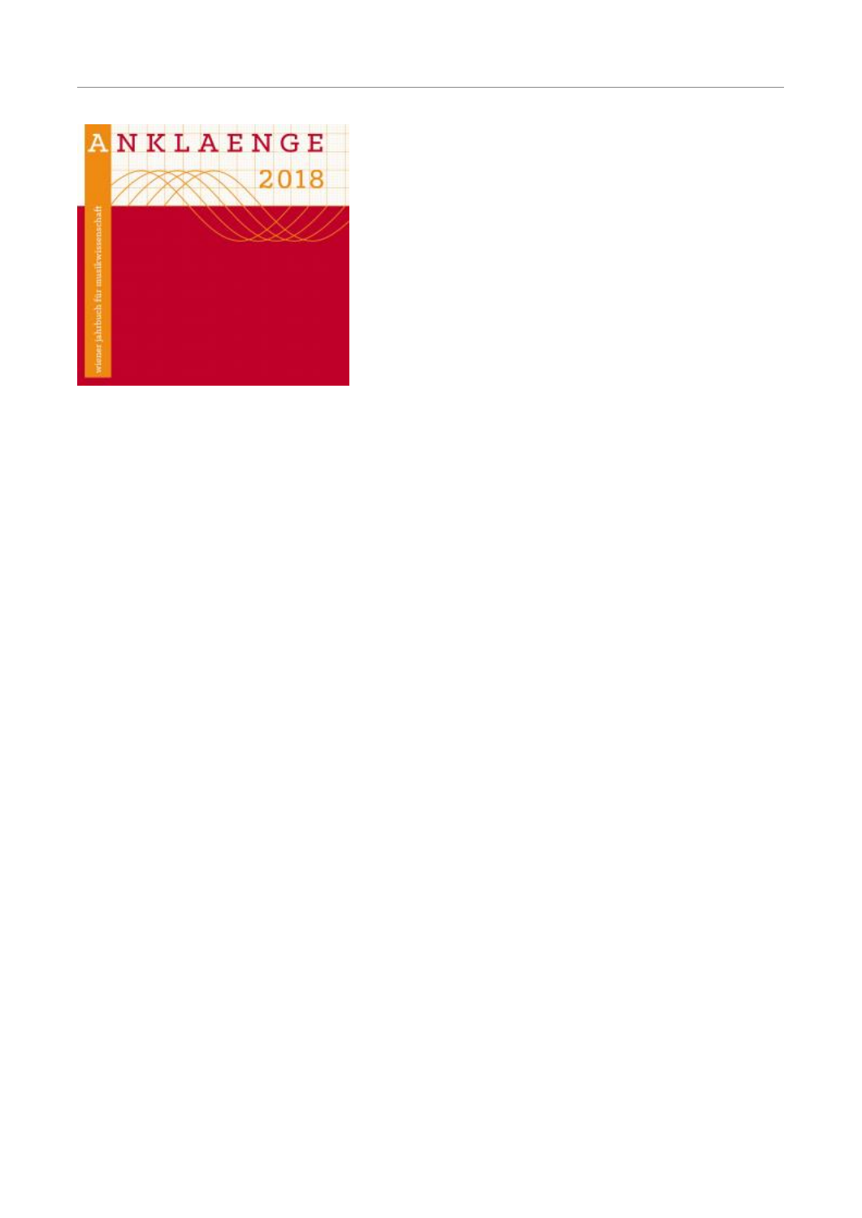ANKLAENGE 2018

wiener jahrbuch für musikwissenschaft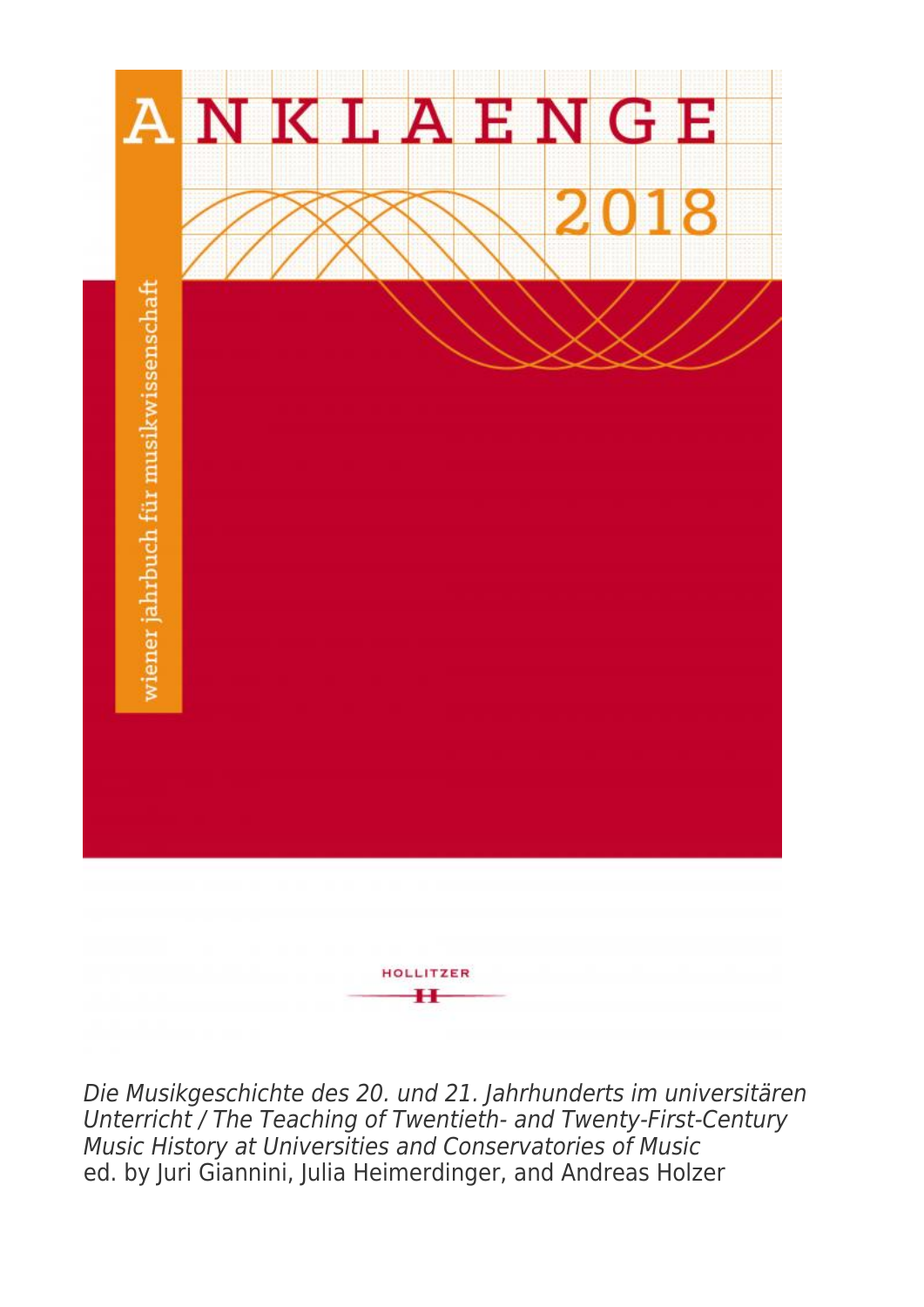ANKLAENGE

2018

wiener jahrbuch für musikwissenschaft

HOLLITZER

*Die Musikgeschichte des 20. und 21. Jahrhunderts im universitären Unterricht / The Teaching of Twentieth- and Twenty-First-Century Music History at Universities and Conservatories of Music*
ed. by Juri Giannini, Julia Heimerdinger, and Andreas Holzer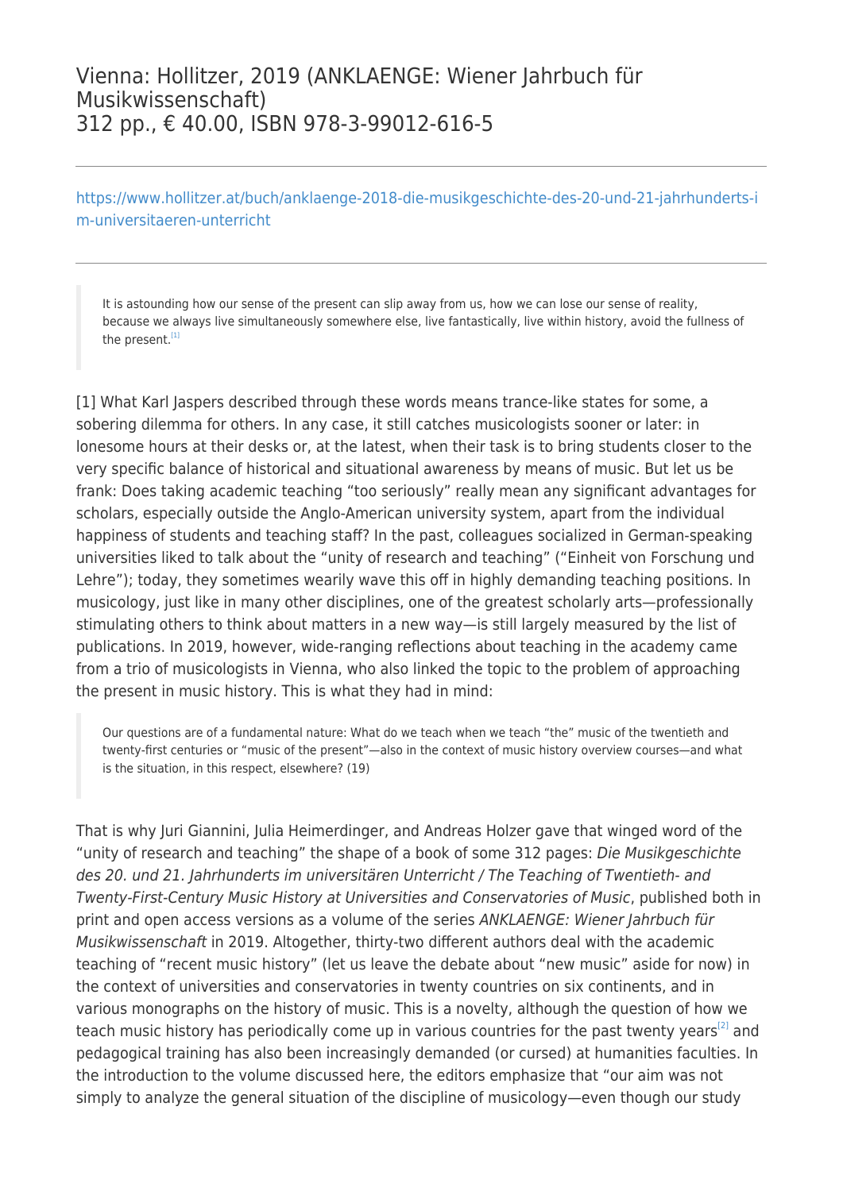Vienna: Hollitzer, 2019 (ANKLAENGE: Wiener Jahrbuch für Musikwissenschaft)
312 pp., € 40.00, ISBN 978-3-99012-616-5

---

https://www.hollitzer.at/buch/anklaenge-2018-die-musikgeschichte-des-20-und-21-jahrhunderts-im-universitaeren-unterricht

---

> It is astounding how our sense of the present can slip away from us, how we can lose our sense of reality, because we always live simultaneously somewhere else, live fantastically, live within history, avoid the fullness of the present.[1]

[1] What Karl Jaspers described through these words means trance-like states for some, a sobering dilemma for others. In any case, it still catches musicologists sooner or later: in lonesome hours at their desks or, at the latest, when their task is to bring students closer to the very specific balance of historical and situational awareness by means of music. But let us be frank: Does taking academic teaching "too seriously" really mean any significant advantages for scholars, especially outside the Anglo-American university system, apart from the individual happiness of students and teaching staff? In the past, colleagues socialized in German-speaking universities liked to talk about the "unity of research and teaching" ("Einheit von Forschung und Lehre"); today, they sometimes wearily wave this off in highly demanding teaching positions. In musicology, just like in many other disciplines, one of the greatest scholarly arts—professionally stimulating others to think about matters in a new way—is still largely measured by the list of publications. In 2019, however, wide-ranging reflections about teaching in the academy came from a trio of musicologists in Vienna, who also linked the topic to the problem of approaching the present in music history. This is what they had in mind:

> Our questions are of a fundamental nature: What do we teach when we teach "the" music of the twentieth and twenty-first centuries or "music of the present"—also in the context of music history overview courses—and what is the situation, in this respect, elsewhere? (19)

That is why Juri Giannini, Julia Heimerdinger, and Andreas Holzer gave that winged word of the "unity of research and teaching" the shape of a book of some 312 pages: *Die Musikgeschichte des 20. und 21. Jahrhunderts im universitären Unterricht / The Teaching of Twentieth- and Twenty-First-Century Music History at Universities and Conservatories of Music*, published both in print and open access versions as a volume of the series *ANKLAENGE: Wiener Jahrbuch für Musikwissenschaft* in 2019. Altogether, thirty-two different authors deal with the academic teaching of "recent music history" (let us leave the debate about "new music" aside for now) in the context of universities and conservatories in twenty countries on six continents, and in various monographs on the history of music. This is a novelty, although the question of how we teach music history has periodically come up in various countries for the past twenty years[2] and pedagogical training has also been increasingly demanded (or cursed) at humanities faculties. In the introduction to the volume discussed here, the editors emphasize that "our aim was not simply to analyze the general situation of the discipline of musicology—even though our study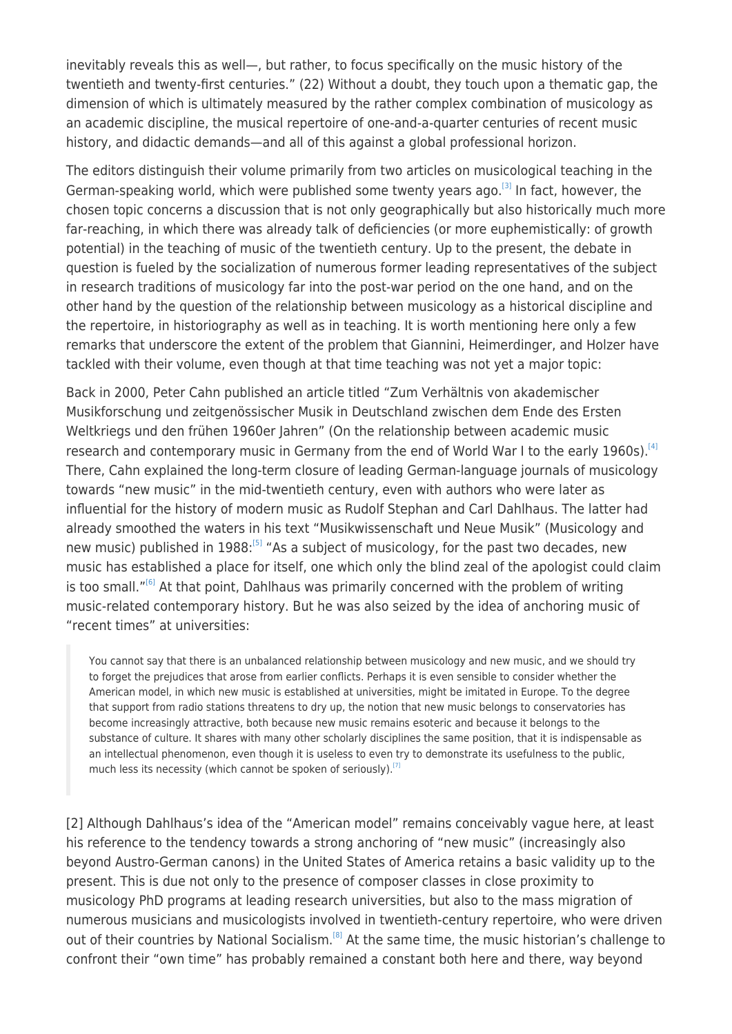inevitably reveals this as well—, but rather, to focus specifically on the music history of the twentieth and twenty-first centuries." (22) Without a doubt, they touch upon a thematic gap, the dimension of which is ultimately measured by the rather complex combination of musicology as an academic discipline, the musical repertoire of one-and-a-quarter centuries of recent music history, and didactic demands—and all of this against a global professional horizon.

The editors distinguish their volume primarily from two articles on musicological teaching in the German-speaking world, which were published some twenty years ago.[3] In fact, however, the chosen topic concerns a discussion that is not only geographically but also historically much more far-reaching, in which there was already talk of deficiencies (or more euphemistically: of growth potential) in the teaching of music of the twentieth century. Up to the present, the debate in question is fueled by the socialization of numerous former leading representatives of the subject in research traditions of musicology far into the post-war period on the one hand, and on the other hand by the question of the relationship between musicology as a historical discipline and the repertoire, in historiography as well as in teaching. It is worth mentioning here only a few remarks that underscore the extent of the problem that Giannini, Heimerdinger, and Holzer have tackled with their volume, even though at that time teaching was not yet a major topic:

Back in 2000, Peter Cahn published an article titled "Zum Verhältnis von akademischer Musikforschung und zeitgenössischer Musik in Deutschland zwischen dem Ende des Ersten Weltkriegs und den frühen 1960er Jahren" (On the relationship between academic music research and contemporary music in Germany from the end of World War I to the early 1960s).[4] There, Cahn explained the long-term closure of leading German-language journals of musicology towards "new music" in the mid-twentieth century, even with authors who were later as influential for the history of modern music as Rudolf Stephan and Carl Dahlhaus. The latter had already smoothed the waters in his text "Musikwissenschaft und Neue Musik" (Musicology and new music) published in 1988:[5] "As a subject of musicology, for the past two decades, new music has established a place for itself, one which only the blind zeal of the apologist could claim is too small."[6] At that point, Dahlhaus was primarily concerned with the problem of writing music-related contemporary history. But he was also seized by the idea of anchoring music of "recent times" at universities:

> You cannot say that there is an unbalanced relationship between musicology and new music, and we should try to forget the prejudices that arose from earlier conflicts. Perhaps it is even sensible to consider whether the American model, in which new music is established at universities, might be imitated in Europe. To the degree that support from radio stations threatens to dry up, the notion that new music belongs to conservatories has become increasingly attractive, both because new music remains esoteric and because it belongs to the substance of culture. It shares with many other scholarly disciplines the same position, that it is indispensable as an intellectual phenomenon, even though it is useless to even try to demonstrate its usefulness to the public, much less its necessity (which cannot be spoken of seriously).[7]

[2] Although Dahlhaus's idea of the "American model" remains conceivably vague here, at least his reference to the tendency towards a strong anchoring of "new music" (increasingly also beyond Austro-German canons) in the United States of America retains a basic validity up to the present. This is due not only to the presence of composer classes in close proximity to musicology PhD programs at leading research universities, but also to the mass migration of numerous musicians and musicologists involved in twentieth-century repertoire, who were driven out of their countries by National Socialism.[8] At the same time, the music historian's challenge to confront their "own time" has probably remained a constant both here and there, way beyond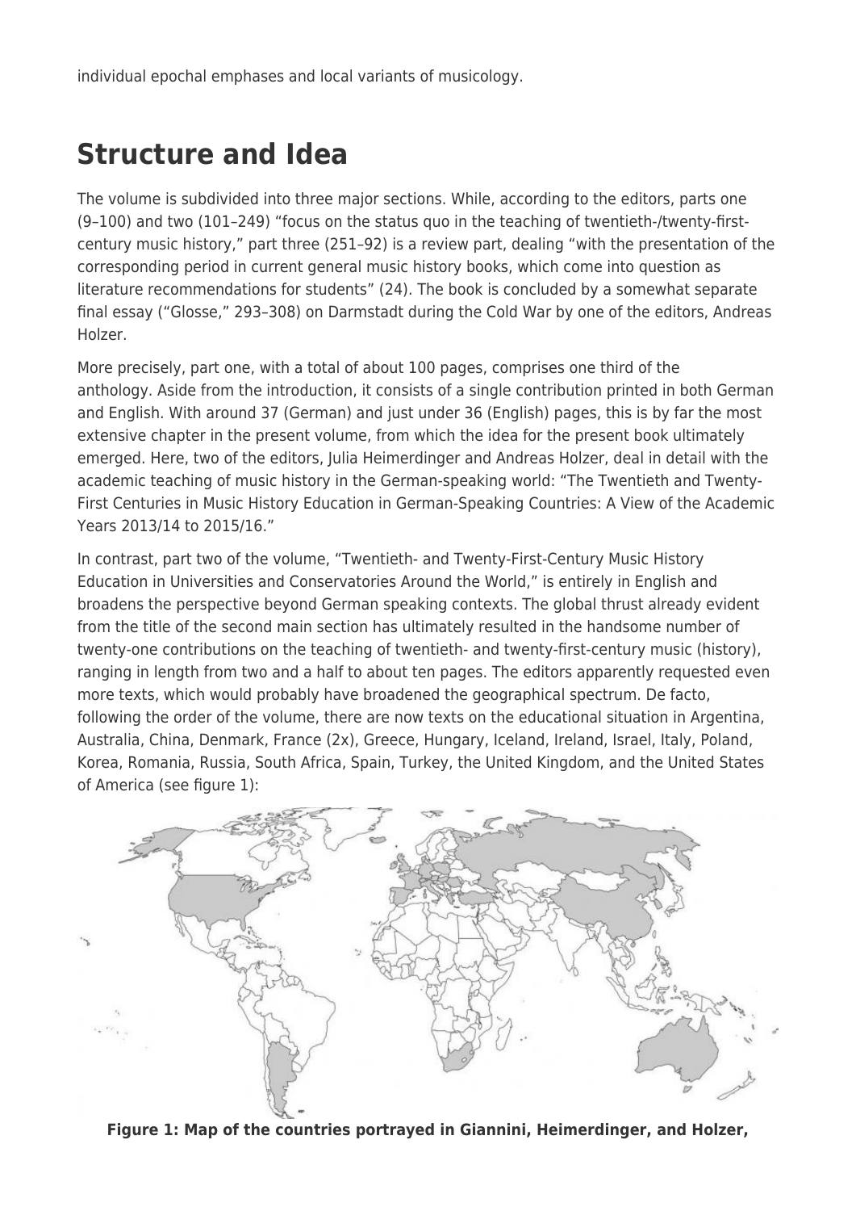individual epochal emphases and local variants of musicology.

## Structure and Idea

The volume is subdivided into three major sections. While, according to the editors, parts one (9–100) and two (101–249) "focus on the status quo in the teaching of twentieth-/twenty-first-century music history," part three (251–92) is a review part, dealing "with the presentation of the corresponding period in current general music history books, which come into question as literature recommendations for students" (24). The book is concluded by a somewhat separate final essay ("Glosse," 293–308) on Darmstadt during the Cold War by one of the editors, Andreas Holzer.

More precisely, part one, with a total of about 100 pages, comprises one third of the anthology. Aside from the introduction, it consists of a single contribution printed in both German and English. With around 37 (German) and just under 36 (English) pages, this is by far the most extensive chapter in the present volume, from which the idea for the present book ultimately emerged. Here, two of the editors, Julia Heimerdinger and Andreas Holzer, deal in detail with the academic teaching of music history in the German-speaking world: "The Twentieth and Twenty-First Centuries in Music History Education in German-Speaking Countries: A View of the Academic Years 2013/14 to 2015/16."

In contrast, part two of the volume, "Twentieth- and Twenty-First-Century Music History Education in Universities and Conservatories Around the World," is entirely in English and broadens the perspective beyond German speaking contexts. The global thrust already evident from the title of the second main section has ultimately resulted in the handsome number of twenty-one contributions on the teaching of twentieth- and twenty-first-century music (history), ranging in length from two and a half to about ten pages. The editors apparently requested even more texts, which would probably have broadened the geographical spectrum. De facto, following the order of the volume, there are now texts on the educational situation in Argentina, Australia, China, Denmark, France (2x), Greece, Hungary, Iceland, Ireland, Israel, Italy, Poland, Korea, Romania, Russia, South Africa, Spain, Turkey, the United Kingdom, and the United States of America (see figure 1):

**Figure 1: Map of the countries portrayed in Giannini, Heimerdinger, and Holzer,**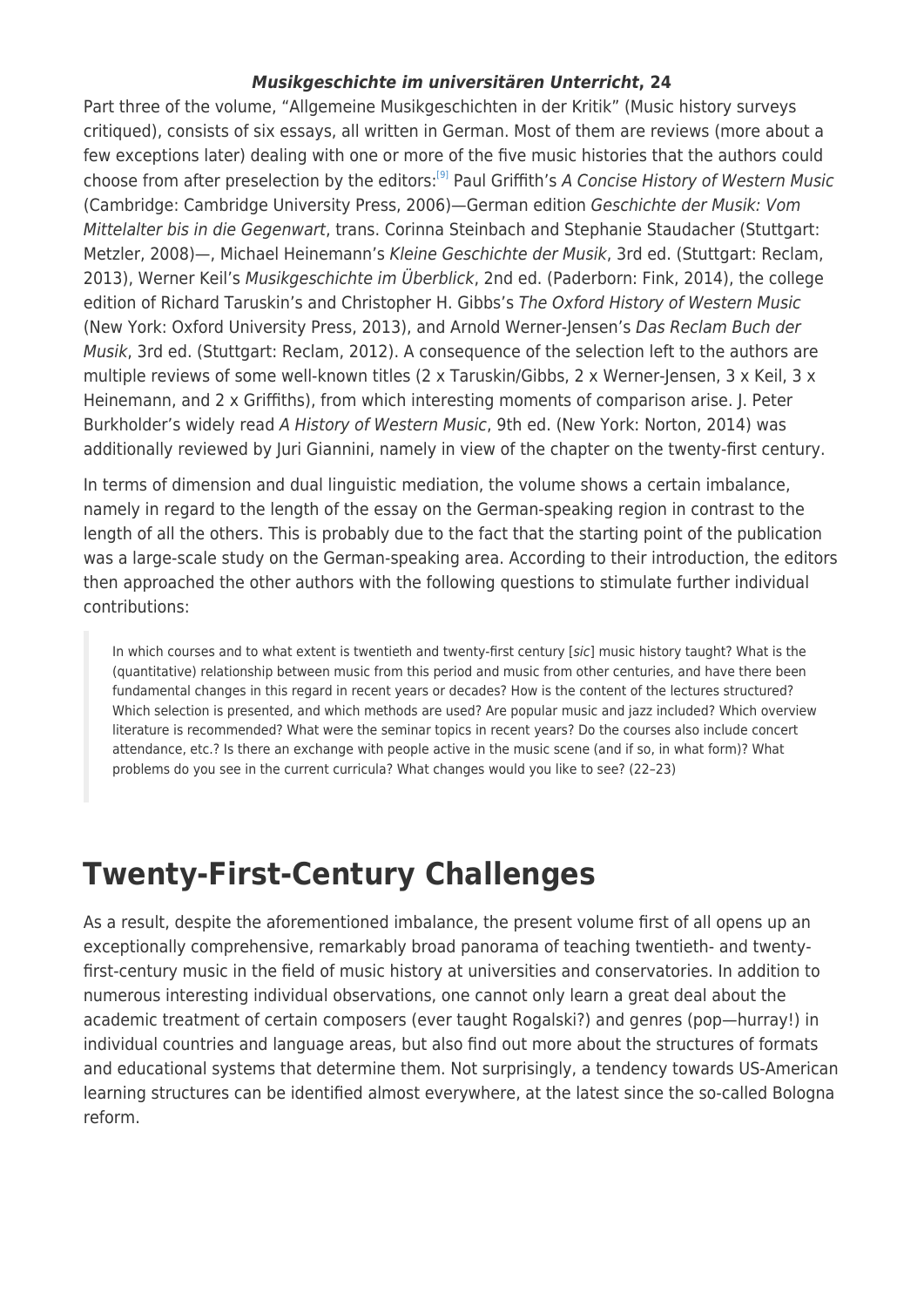Part three of the volume, "Allgemeine Musikgeschichten in der Kritik" (Music history surveys critiqued), consists of six essays, all written in German. Most of them are reviews (more about a few exceptions later) dealing with one or more of the five music histories that the authors could choose from after preselection by the editors:[9] Paul Griffith's *A Concise History of Western Music* (Cambridge: Cambridge University Press, 2006)—German edition *Geschichte der Musik: Vom Mittelalter bis in die Gegenwart*, trans. Corinna Steinbach and Stephanie Staudacher (Stuttgart: Metzler, 2008)—, Michael Heinemann's *Kleine Geschichte der Musik*, 3rd ed. (Stuttgart: Reclam, 2013), Werner Keil's *Musikgeschichte im Überblick*, 2nd ed. (Paderborn: Fink, 2014), the college edition of Richard Taruskin's and Christopher H. Gibbs's *The Oxford History of Western Music* (New York: Oxford University Press, 2013), and Arnold Werner-Jensen's *Das Reclam Buch der Musik*, 3rd ed. (Stuttgart: Reclam, 2012). A consequence of the selection left to the authors are multiple reviews of some well-known titles (2 x Taruskin/Gibbs, 2 x Werner-Jensen, 3 x Keil, 3 x Heinemann, and 2 x Griffiths), from which interesting moments of comparison arise. J. Peter Burkholder's widely read *A History of Western Music*, 9th ed. (New York: Norton, 2014) was additionally reviewed by Juri Giannini, namely in view of the chapter on the twenty-first century.

In terms of dimension and dual linguistic mediation, the volume shows a certain imbalance, namely in regard to the length of the essay on the German-speaking region in contrast to the length of all the others. This is probably due to the fact that the starting point of the publication was a large-scale study on the German-speaking area. According to their introduction, the editors then approached the other authors with the following questions to stimulate further individual contributions:

> In which courses and to what extent is twentieth and twenty-first century [*sic*] music history taught? What is the (quantitative) relationship between music from this period and music from other centuries, and have there been fundamental changes in this regard in recent years or decades? How is the content of the lectures structured? Which selection is presented, and which methods are used? Are popular music and jazz included? Which overview literature is recommended? What were the seminar topics in recent years? Do the courses also include concert attendance, etc.? Is there an exchange with people active in the music scene (and if so, in what form)? What problems do you see in the current curricula? What changes would you like to see? (22–23)

## Twenty-First-Century Challenges

As a result, despite the aforementioned imbalance, the present volume first of all opens up an exceptionally comprehensive, remarkably broad panorama of teaching twentieth- and twenty-first-century music in the field of music history at universities and conservatories. In addition to numerous interesting individual observations, one cannot only learn a great deal about the academic treatment of certain composers (ever taught Rogalski?) and genres (pop—hurray!) in individual countries and language areas, but also find out more about the structures of formats and educational systems that determine them. Not surprisingly, a tendency towards US-American learning structures can be identified almost everywhere, at the latest since the so-called Bologna reform.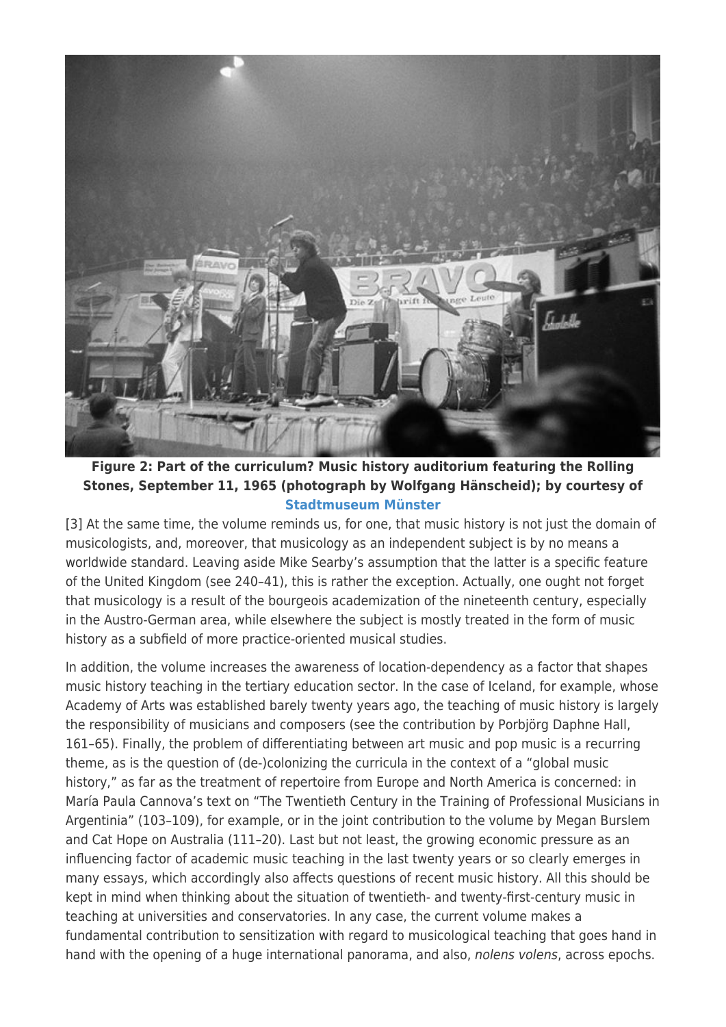**Figure 2: Part of the curriculum? Music history auditorium featuring the Rolling Stones, September 11, 1965 (photograph by Wolfgang Hänscheid); by courtesy of Stadtmuseum Münster**

[3] At the same time, the volume reminds us, for one, that music history is not just the domain of musicologists, and, moreover, that musicology as an independent subject is by no means a worldwide standard. Leaving aside Mike Searby's assumption that the latter is a specific feature of the United Kingdom (see 240–41), this is rather the exception. Actually, one ought not forget that musicology is a result of the bourgeois academization of the nineteenth century, especially in the Austro-German area, while elsewhere the subject is mostly treated in the form of music history as a subfield of more practice-oriented musical studies.

In addition, the volume increases the awareness of location-dependency as a factor that shapes music history teaching in the tertiary education sector. In the case of Iceland, for example, whose Academy of Arts was established barely twenty years ago, the teaching of music history is largely the responsibility of musicians and composers (see the contribution by Þorbjörg Daphne Hall, 161–65). Finally, the problem of differentiating between art music and pop music is a recurring theme, as is the question of (de-)colonizing the curricula in the context of a "global music history," as far as the treatment of repertoire from Europe and North America is concerned: in María Paula Cannova's text on "The Twentieth Century in the Training of Professional Musicians in Argentinia" (103–109), for example, or in the joint contribution to the volume by Megan Burslem and Cat Hope on Australia (111–20). Last but not least, the growing economic pressure as an influencing factor of academic music teaching in the last twenty years or so clearly emerges in many essays, which accordingly also affects questions of recent music history. All this should be kept in mind when thinking about the situation of twentieth- and twenty-first-century music in teaching at universities and conservatories. In any case, the current volume makes a fundamental contribution to sensitization with regard to musicological teaching that goes hand in hand with the opening of a huge international panorama, and also, *nolens volens*, across epochs.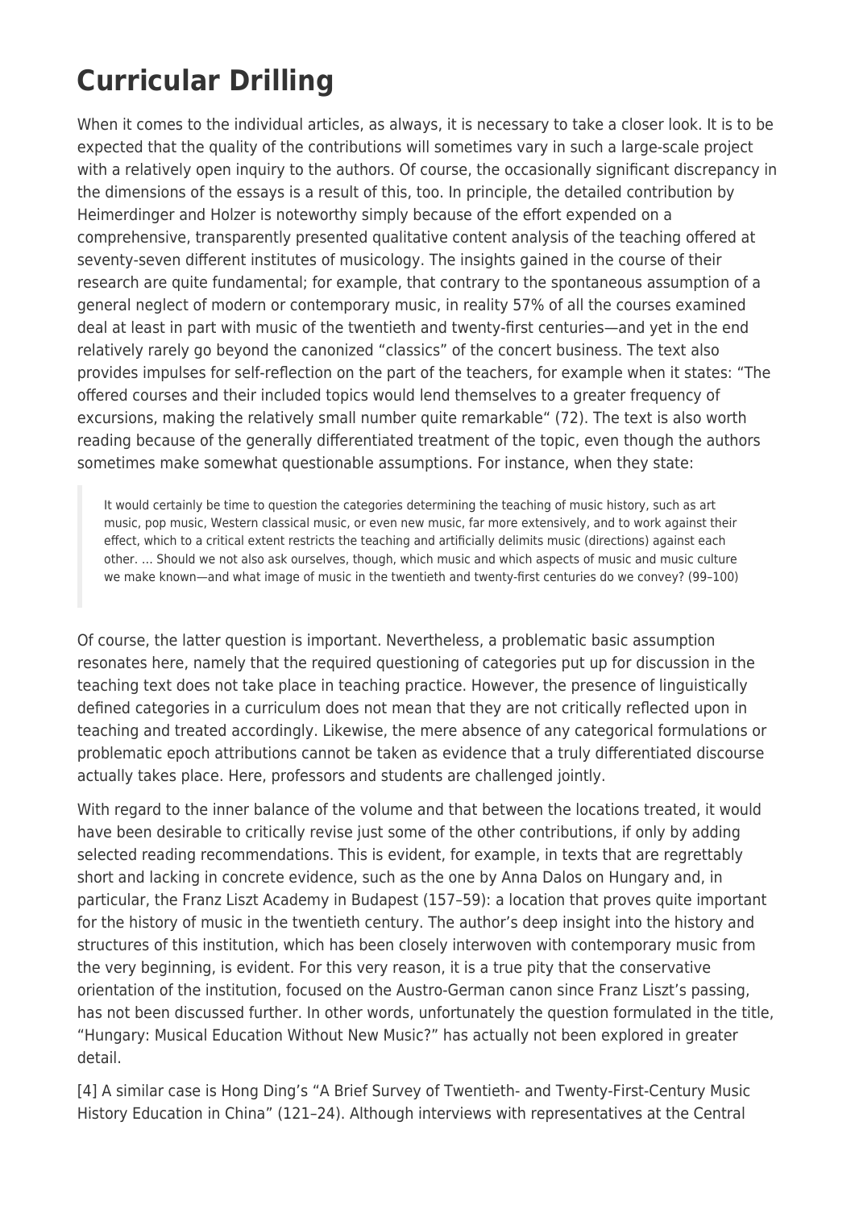# Curricular Drilling

When it comes to the individual articles, as always, it is necessary to take a closer look. It is to be expected that the quality of the contributions will sometimes vary in such a large-scale project with a relatively open inquiry to the authors. Of course, the occasionally significant discrepancy in the dimensions of the essays is a result of this, too. In principle, the detailed contribution by Heimerdinger and Holzer is noteworthy simply because of the effort expended on a comprehensive, transparently presented qualitative content analysis of the teaching offered at seventy-seven different institutes of musicology. The insights gained in the course of their research are quite fundamental; for example, that contrary to the spontaneous assumption of a general neglect of modern or contemporary music, in reality 57% of all the courses examined deal at least in part with music of the twentieth and twenty-first centuries—and yet in the end relatively rarely go beyond the canonized "classics" of the concert business. The text also provides impulses for self-reflection on the part of the teachers, for example when it states: "The offered courses and their included topics would lend themselves to a greater frequency of excursions, making the relatively small number quite remarkable" (72). The text is also worth reading because of the generally differentiated treatment of the topic, even though the authors sometimes make somewhat questionable assumptions. For instance, when they state:

> It would certainly be time to question the categories determining the teaching of music history, such as art music, pop music, Western classical music, or even new music, far more extensively, and to work against their effect, which to a critical extent restricts the teaching and artificially delimits music (directions) against each other. … Should we not also ask ourselves, though, which music and which aspects of music and music culture we make known—and what image of music in the twentieth and twenty-first centuries do we convey? (99–100)

Of course, the latter question is important. Nevertheless, a problematic basic assumption resonates here, namely that the required questioning of categories put up for discussion in the teaching text does not take place in teaching practice. However, the presence of linguistically defined categories in a curriculum does not mean that they are not critically reflected upon in teaching and treated accordingly. Likewise, the mere absence of any categorical formulations or problematic epoch attributions cannot be taken as evidence that a truly differentiated discourse actually takes place. Here, professors and students are challenged jointly.

With regard to the inner balance of the volume and that between the locations treated, it would have been desirable to critically revise just some of the other contributions, if only by adding selected reading recommendations. This is evident, for example, in texts that are regrettably short and lacking in concrete evidence, such as the one by Anna Dalos on Hungary and, in particular, the Franz Liszt Academy in Budapest (157–59): a location that proves quite important for the history of music in the twentieth century. The author's deep insight into the history and structures of this institution, which has been closely interwoven with contemporary music from the very beginning, is evident. For this very reason, it is a true pity that the conservative orientation of the institution, focused on the Austro-German canon since Franz Liszt's passing, has not been discussed further. In other words, unfortunately the question formulated in the title, "Hungary: Musical Education Without New Music?" has actually not been explored in greater detail.

[4] A similar case is Hong Ding's "A Brief Survey of Twentieth- and Twenty-First-Century Music History Education in China" (121–24). Although interviews with representatives at the Central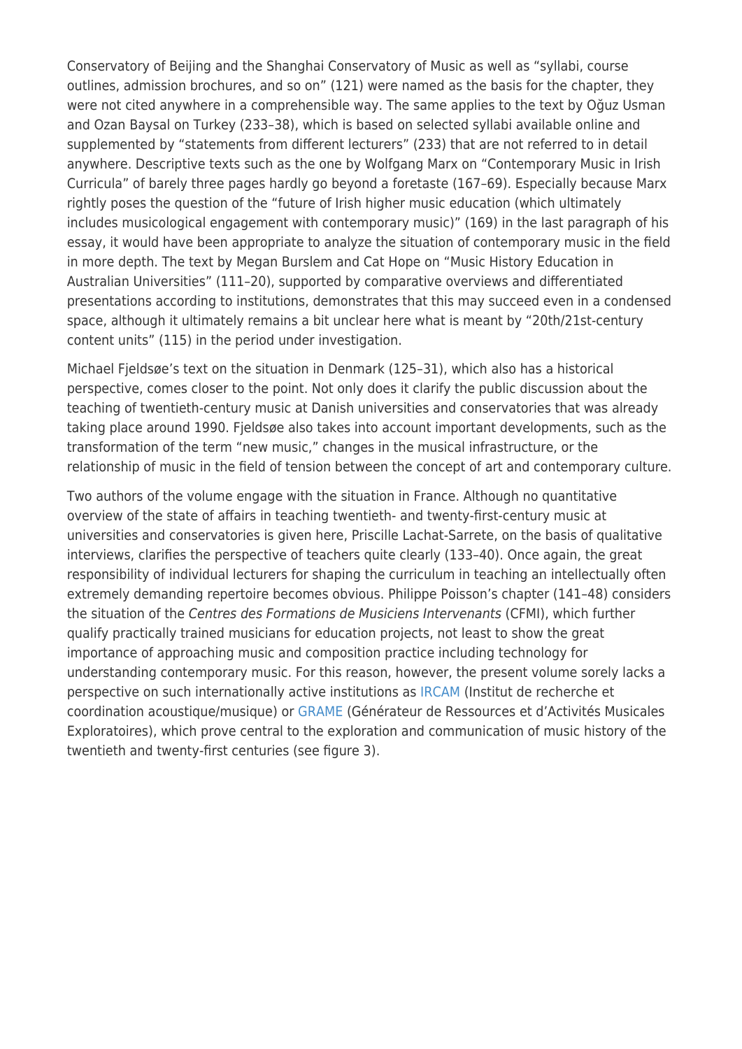Conservatory of Beijing and the Shanghai Conservatory of Music as well as "syllabi, course outlines, admission brochures, and so on" (121) were named as the basis for the chapter, they were not cited anywhere in a comprehensible way. The same applies to the text by Oğuz Usman and Ozan Baysal on Turkey (233–38), which is based on selected syllabi available online and supplemented by "statements from different lecturers" (233) that are not referred to in detail anywhere. Descriptive texts such as the one by Wolfgang Marx on "Contemporary Music in Irish Curricula" of barely three pages hardly go beyond a foretaste (167–69). Especially because Marx rightly poses the question of the "future of Irish higher music education (which ultimately includes musicological engagement with contemporary music)" (169) in the last paragraph of his essay, it would have been appropriate to analyze the situation of contemporary music in the field in more depth. The text by Megan Burslem and Cat Hope on "Music History Education in Australian Universities" (111–20), supported by comparative overviews and differentiated presentations according to institutions, demonstrates that this may succeed even in a condensed space, although it ultimately remains a bit unclear here what is meant by "20th/21st-century content units" (115) in the period under investigation.

Michael Fjeldsøe's text on the situation in Denmark (125–31), which also has a historical perspective, comes closer to the point. Not only does it clarify the public discussion about the teaching of twentieth-century music at Danish universities and conservatories that was already taking place around 1990. Fjeldsøe also takes into account important developments, such as the transformation of the term "new music," changes in the musical infrastructure, or the relationship of music in the field of tension between the concept of art and contemporary culture.

Two authors of the volume engage with the situation in France. Although no quantitative overview of the state of affairs in teaching twentieth- and twenty-first-century music at universities and conservatories is given here, Priscille Lachat-Sarrete, on the basis of qualitative interviews, clarifies the perspective of teachers quite clearly (133–40). Once again, the great responsibility of individual lecturers for shaping the curriculum in teaching an intellectually often extremely demanding repertoire becomes obvious. Philippe Poisson's chapter (141–48) considers the situation of the *Centres des Formations de Musiciens Intervenants* (CFMI), which further qualify practically trained musicians for education projects, not least to show the great importance of approaching music and composition practice including technology for understanding contemporary music. For this reason, however, the present volume sorely lacks a perspective on such internationally active institutions as IRCAM (Institut de recherche et coordination acoustique/musique) or GRAME (Générateur de Ressources et d'Activités Musicales Exploratoires), which prove central to the exploration and communication of music history of the twentieth and twenty-first centuries (see figure 3).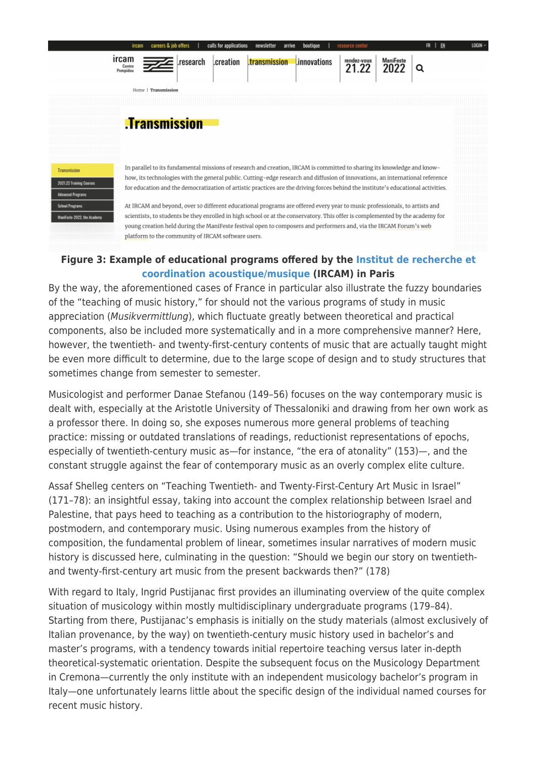**Figure 3: Example of educational programs offered by the Institut de recherche et coordination acoustique/musique (IRCAM) in Paris**

By the way, the aforementioned cases of France in particular also illustrate the fuzzy boundaries of the "teaching of music history," for should not the various programs of study in music appreciation (*Musikvermittlung*), which fluctuate greatly between theoretical and practical components, also be included more systematically and in a more comprehensive manner? Here, however, the twentieth- and twenty-first-century contents of music that are actually taught might be even more difficult to determine, due to the large scope of design and to study structures that sometimes change from semester to semester.

Musicologist and performer Danae Stefanou (149–56) focuses on the way contemporary music is dealt with, especially at the Aristotle University of Thessaloniki and drawing from her own work as a professor there. In doing so, she exposes numerous more general problems of teaching practice: missing or outdated translations of readings, reductionist representations of epochs, especially of twentieth-century music as—for instance, "the era of atonality" (153)—, and the constant struggle against the fear of contemporary music as an overly complex elite culture.

Assaf Shelleg centers on "Teaching Twentieth- and Twenty-First-Century Art Music in Israel" (171–78): an insightful essay, taking into account the complex relationship between Israel and Palestine, that pays heed to teaching as a contribution to the historiography of modern, postmodern, and contemporary music. Using numerous examples from the history of composition, the fundamental problem of linear, sometimes insular narratives of modern music history is discussed here, culminating in the question: "Should we begin our story on twentieth- and twenty-first-century art music from the present backwards then?" (178)

With regard to Italy, Ingrid Pustijanac first provides an illuminating overview of the quite complex situation of musicology within mostly multidisciplinary undergraduate programs (179–84). Starting from there, Pustijanac's emphasis is initially on the study materials (almost exclusively of Italian provenance, by the way) on twentieth-century music history used in bachelor's and master's programs, with a tendency towards initial repertoire teaching versus later in-depth theoretical-systematic orientation. Despite the subsequent focus on the Musicology Department in Cremona—currently the only institute with an independent musicology bachelor's program in Italy—one unfortunately learns little about the specific design of the individual named courses for recent music history.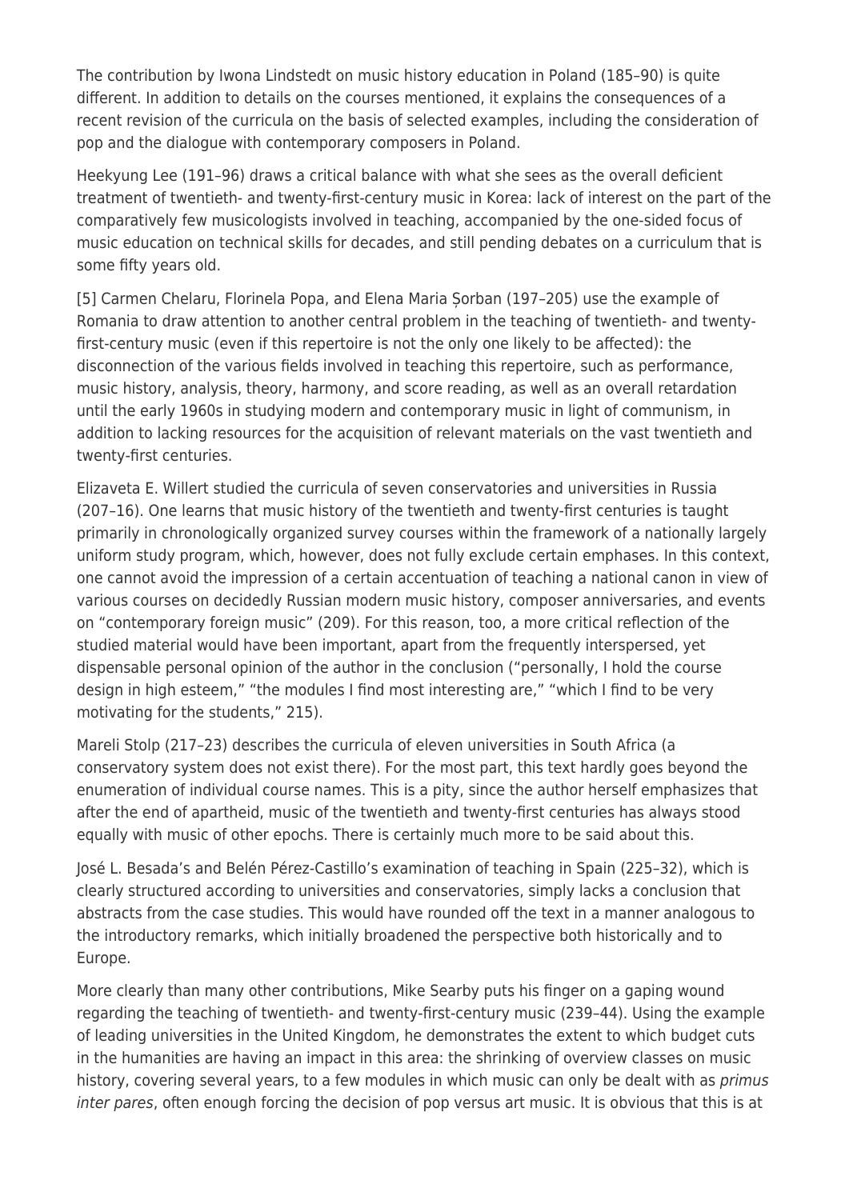The contribution by Iwona Lindstedt on music history education in Poland (185–90) is quite different. In addition to details on the courses mentioned, it explains the consequences of a recent revision of the curricula on the basis of selected examples, including the consideration of pop and the dialogue with contemporary composers in Poland.

Heekyung Lee (191–96) draws a critical balance with what she sees as the overall deficient treatment of twentieth- and twenty-first-century music in Korea: lack of interest on the part of the comparatively few musicologists involved in teaching, accompanied by the one-sided focus of music education on technical skills for decades, and still pending debates on a curriculum that is some fifty years old.

[5] Carmen Chelaru, Florinela Popa, and Elena Maria Șorban (197–205) use the example of Romania to draw attention to another central problem in the teaching of twentieth- and twenty-first-century music (even if this repertoire is not the only one likely to be affected): the disconnection of the various fields involved in teaching this repertoire, such as performance, music history, analysis, theory, harmony, and score reading, as well as an overall retardation until the early 1960s in studying modern and contemporary music in light of communism, in addition to lacking resources for the acquisition of relevant materials on the vast twentieth and twenty-first centuries.

Elizaveta E. Willert studied the curricula of seven conservatories and universities in Russia (207–16). One learns that music history of the twentieth and twenty-first centuries is taught primarily in chronologically organized survey courses within the framework of a nationally largely uniform study program, which, however, does not fully exclude certain emphases. In this context, one cannot avoid the impression of a certain accentuation of teaching a national canon in view of various courses on decidedly Russian modern music history, composer anniversaries, and events on "contemporary foreign music" (209). For this reason, too, a more critical reflection of the studied material would have been important, apart from the frequently interspersed, yet dispensable personal opinion of the author in the conclusion ("personally, I hold the course design in high esteem," "the modules I find most interesting are," "which I find to be very motivating for the students," 215).

Mareli Stolp (217–23) describes the curricula of eleven universities in South Africa (a conservatory system does not exist there). For the most part, this text hardly goes beyond the enumeration of individual course names. This is a pity, since the author herself emphasizes that after the end of apartheid, music of the twentieth and twenty-first centuries has always stood equally with music of other epochs. There is certainly much more to be said about this.

José L. Besada's and Belén Pérez-Castillo's examination of teaching in Spain (225–32), which is clearly structured according to universities and conservatories, simply lacks a conclusion that abstracts from the case studies. This would have rounded off the text in a manner analogous to the introductory remarks, which initially broadened the perspective both historically and to Europe.

More clearly than many other contributions, Mike Searby puts his finger on a gaping wound regarding the teaching of twentieth- and twenty-first-century music (239–44). Using the example of leading universities in the United Kingdom, he demonstrates the extent to which budget cuts in the humanities are having an impact in this area: the shrinking of overview classes on music history, covering several years, to a few modules in which music can only be dealt with as *primus inter pares*, often enough forcing the decision of pop versus art music. It is obvious that this is at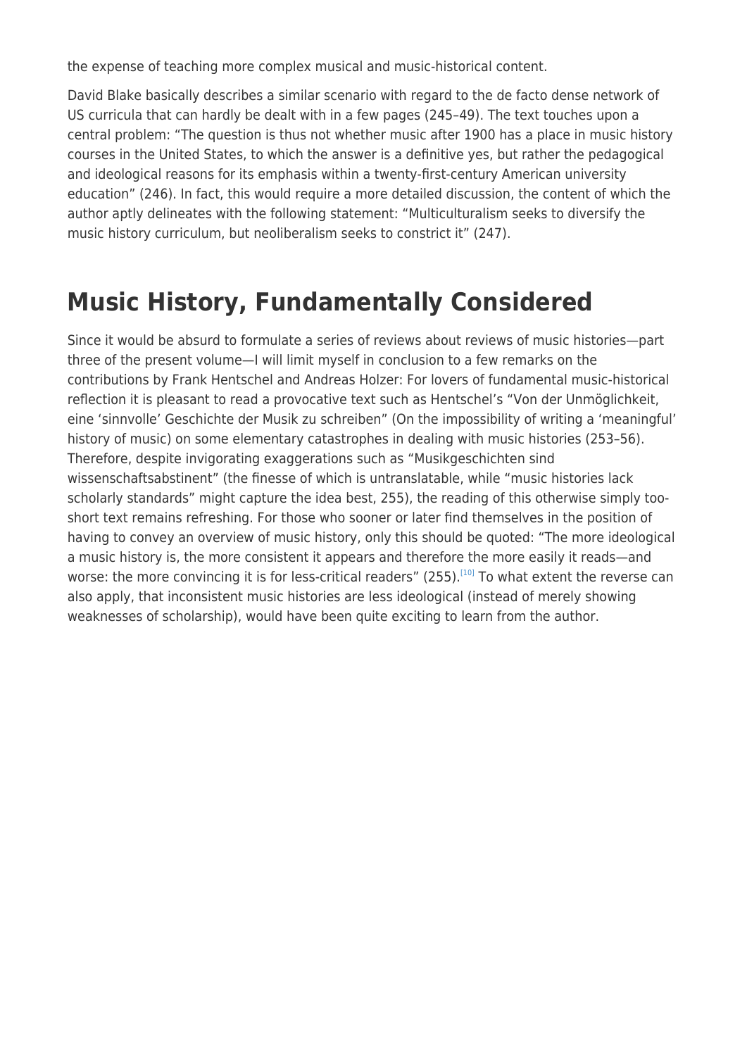the expense of teaching more complex musical and music-historical content.

David Blake basically describes a similar scenario with regard to the de facto dense network of US curricula that can hardly be dealt with in a few pages (245–49). The text touches upon a central problem: “The question is thus not whether music after 1900 has a place in music history courses in the United States, to which the answer is a definitive yes, but rather the pedagogical and ideological reasons for its emphasis within a twenty-first-century American university education” (246). In fact, this would require a more detailed discussion, the content of which the author aptly delineates with the following statement: “Multiculturalism seeks to diversify the music history curriculum, but neoliberalism seeks to constrict it” (247).

## Music History, Fundamentally Considered

Since it would be absurd to formulate a series of reviews about reviews of music histories—part three of the present volume—I will limit myself in conclusion to a few remarks on the contributions by Frank Hentschel and Andreas Holzer: For lovers of fundamental music-historical reflection it is pleasant to read a provocative text such as Hentschel’s “Von der Unmöglichkeit, eine ‘sinnvolle’ Geschichte der Musik zu schreiben” (On the impossibility of writing a ‘meaningful’ history of music) on some elementary catastrophes in dealing with music histories (253–56). Therefore, despite invigorating exaggerations such as “Musikgeschichten sind wissenschaftsabstinent” (the finesse of which is untranslatable, while “music histories lack scholarly standards” might capture the idea best, 255), the reading of this otherwise simply too-short text remains refreshing. For those who sooner or later find themselves in the position of having to convey an overview of music history, only this should be quoted: “The more ideological a music history is, the more consistent it appears and therefore the more easily it reads—and worse: the more convincing it is for less-critical readers” (255).[10] To what extent the reverse can also apply, that inconsistent music histories are less ideological (instead of merely showing weaknesses of scholarship), would have been quite exciting to learn from the author.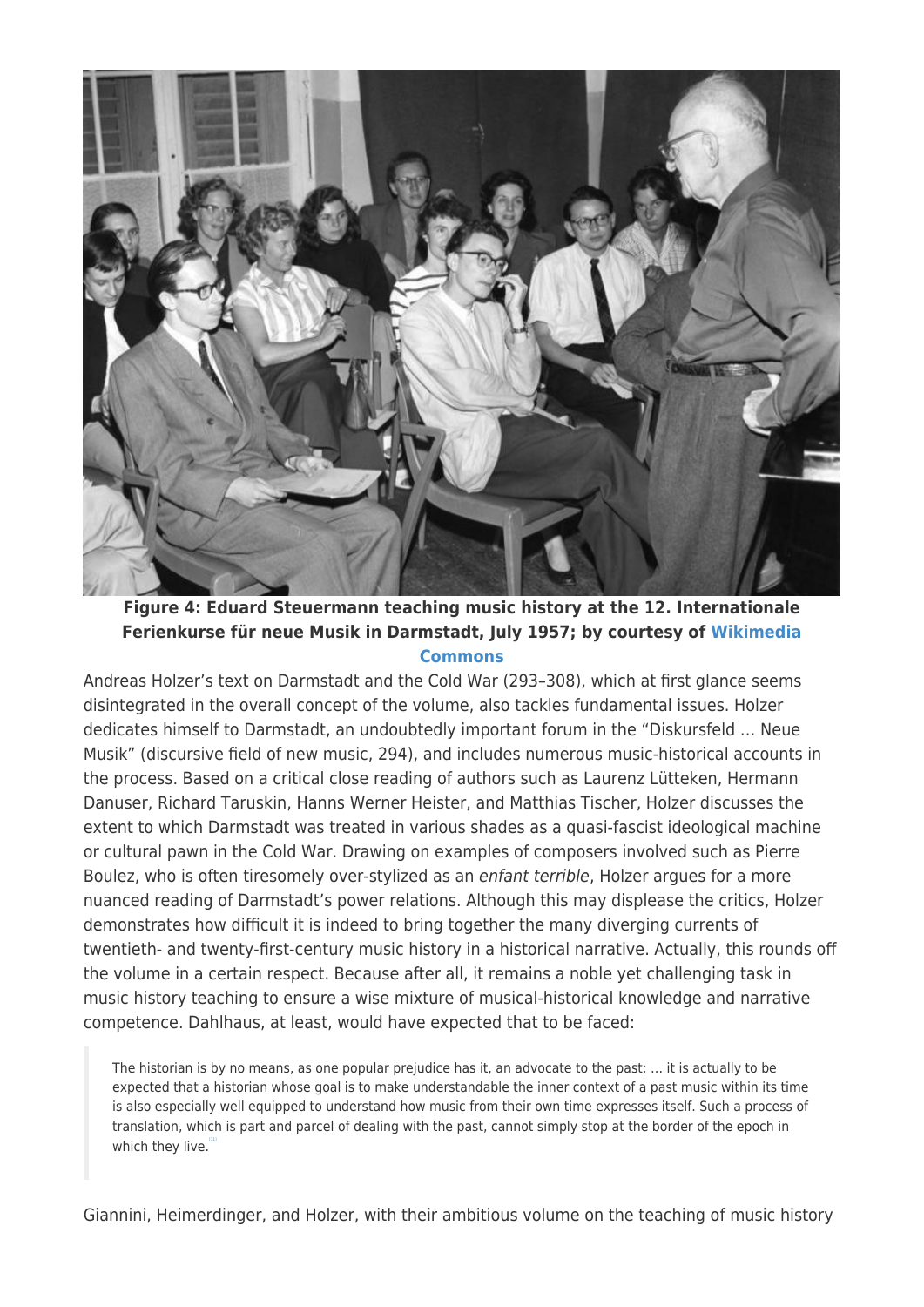**Figure 4: Eduard Steuermann teaching music history at the 12. Internationale Ferienkurse für neue Musik in Darmstadt, July 1957; by courtesy of Wikimedia Commons**

Andreas Holzer's text on Darmstadt and the Cold War (293–308), which at first glance seems disintegrated in the overall concept of the volume, also tackles fundamental issues. Holzer dedicates himself to Darmstadt, an undoubtedly important forum in the "Diskursfeld … Neue Musik" (discursive field of new music, 294), and includes numerous music-historical accounts in the process. Based on a critical close reading of authors such as Laurenz Lütteken, Hermann Danuser, Richard Taruskin, Hanns Werner Heister, and Matthias Tischer, Holzer discusses the extent to which Darmstadt was treated in various shades as a quasi-fascist ideological machine or cultural pawn in the Cold War. Drawing on examples of composers involved such as Pierre Boulez, who is often tiresomely over-stylized as an *enfant terrible*, Holzer argues for a more nuanced reading of Darmstadt's power relations. Although this may displease the critics, Holzer demonstrates how difficult it is indeed to bring together the many diverging currents of twentieth- and twenty-first-century music history in a historical narrative. Actually, this rounds off the volume in a certain respect. Because after all, it remains a noble yet challenging task in music history teaching to ensure a wise mixture of musical-historical knowledge and narrative competence. Dahlhaus, at least, would have expected that to be faced:

> The historian is by no means, as one popular prejudice has it, an advocate to the past; … it is actually to be expected that a historian whose goal is to make understandable the inner context of a past music within its time is also especially well equipped to understand how music from their own time expresses itself. Such a process of translation, which is part and parcel of dealing with the past, cannot simply stop at the border of the epoch in which they live.[31]

Giannini, Heimerdinger, and Holzer, with their ambitious volume on the teaching of music history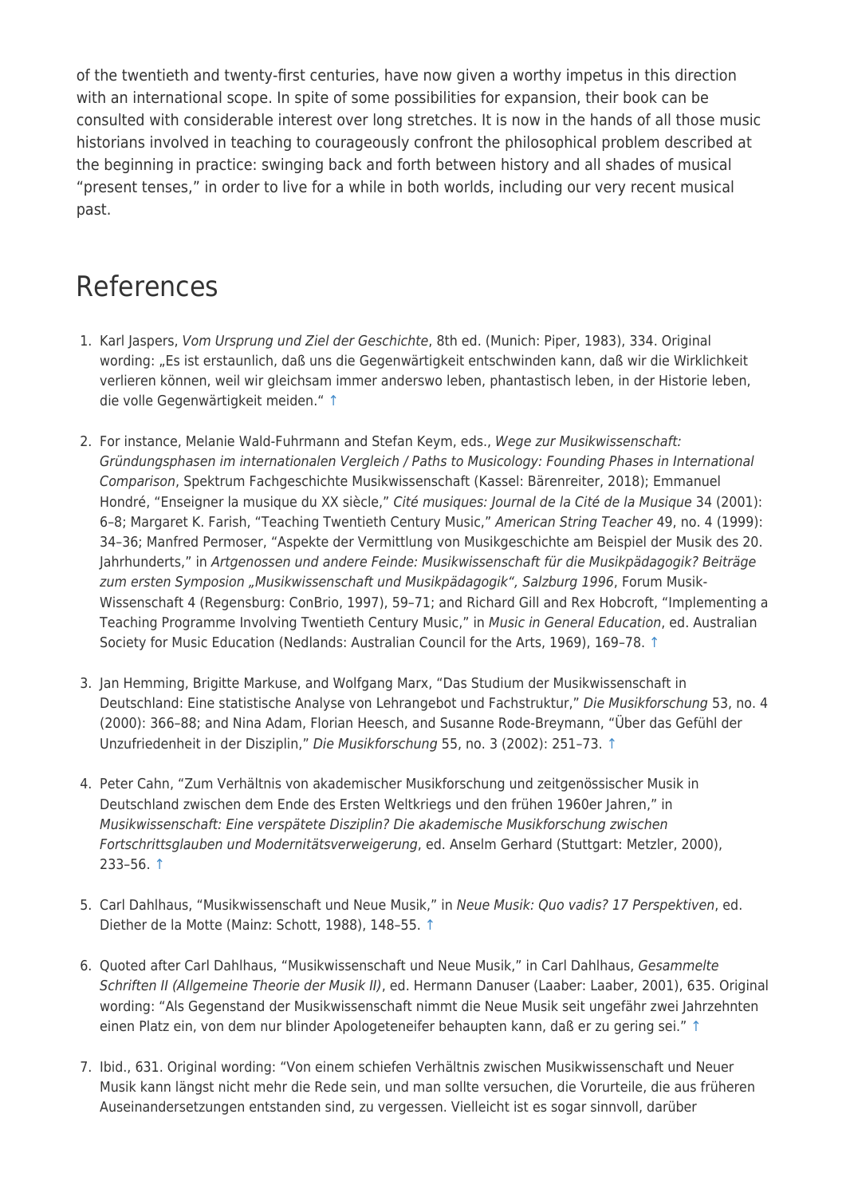of the twentieth and twenty-first centuries, have now given a worthy impetus in this direction with an international scope. In spite of some possibilities for expansion, their book can be consulted with considerable interest over long stretches. It is now in the hands of all those music historians involved in teaching to courageously confront the philosophical problem described at the beginning in practice: swinging back and forth between history and all shades of musical "present tenses," in order to live for a while in both worlds, including our very recent musical past.

## References

1. Karl Jaspers, *Vom Ursprung und Ziel der Geschichte*, 8th ed. (Munich: Piper, 1983), 334. Original wording: „Es ist erstaunlich, daß uns die Gegenwärtigkeit entschwinden kann, daß wir die Wirklichkeit verlieren können, weil wir gleichsam immer anderswo leben, phantastisch leben, in der Historie leben, die volle Gegenwärtigkeit meiden." ↑

2. For instance, Melanie Wald-Fuhrmann and Stefan Keym, eds., *Wege zur Musikwissenschaft: Gründungsphasen im internationalen Vergleich / Paths to Musicology: Founding Phases in International Comparison*, Spektrum Fachgeschichte Musikwissenschaft (Kassel: Bärenreiter, 2018); Emmanuel Hondré, "Enseigner la musique du XX siècle," *Cité musiques: Journal de la Cité de la Musique* 34 (2001): 6–8; Margaret K. Farish, "Teaching Twentieth Century Music," *American String Teacher* 49, no. 4 (1999): 34–36; Manfred Permoser, "Aspekte der Vermittlung von Musikgeschichte am Beispiel der Musik des 20. Jahrhunderts," in *Artgenossen und andere Feinde: Musikwissenschaft für die Musikpädagogik? Beiträge zum ersten Symposion „Musikwissenschaft und Musikpädagogik", Salzburg 1996*, Forum Musik-Wissenschaft 4 (Regensburg: ConBrio, 1997), 59–71; and Richard Gill and Rex Hobcroft, "Implementing a Teaching Programme Involving Twentieth Century Music," in *Music in General Education*, ed. Australian Society for Music Education (Nedlands: Australian Council for the Arts, 1969), 169–78. ↑

3. Jan Hemming, Brigitte Markuse, and Wolfgang Marx, "Das Studium der Musikwissenschaft in Deutschland: Eine statistische Analyse von Lehrangebot und Fachstruktur," *Die Musikforschung* 53, no. 4 (2000): 366–88; and Nina Adam, Florian Heesch, and Susanne Rode-Breymann, "Über das Gefühl der Unzufriedenheit in der Disziplin," *Die Musikforschung* 55, no. 3 (2002): 251–73. ↑

4. Peter Cahn, "Zum Verhältnis von akademischer Musikforschung und zeitgenössischer Musik in Deutschland zwischen dem Ende des Ersten Weltkriegs und den frühen 1960er Jahren," in *Musikwissenschaft: Eine verspätete Disziplin? Die akademische Musikforschung zwischen Fortschrittsglauben und Modernitätsverweigerung*, ed. Anselm Gerhard (Stuttgart: Metzler, 2000), 233–56. ↑

5. Carl Dahlhaus, "Musikwissenschaft und Neue Musik," in *Neue Musik: Quo vadis? 17 Perspektiven*, ed. Diether de la Motte (Mainz: Schott, 1988), 148–55. ↑

6. Quoted after Carl Dahlhaus, "Musikwissenschaft und Neue Musik," in Carl Dahlhaus, *Gesammelte Schriften II (Allgemeine Theorie der Musik II)*, ed. Hermann Danuser (Laaber: Laaber, 2001), 635. Original wording: "Als Gegenstand der Musikwissenschaft nimmt die Neue Musik seit ungefähr zwei Jahrzehnten einen Platz ein, von dem nur blinder Apologeteneifer behaupten kann, daß er zu gering sei." ↑

7. Ibid., 631. Original wording: "Von einem schiefen Verhältnis zwischen Musikwissenschaft und Neuer Musik kann längst nicht mehr die Rede sein, und man sollte versuchen, die Vorurteile, die aus früheren Auseinandersetzungen entstanden sind, zu vergessen. Vielleicht ist es sogar sinnvoll, darüber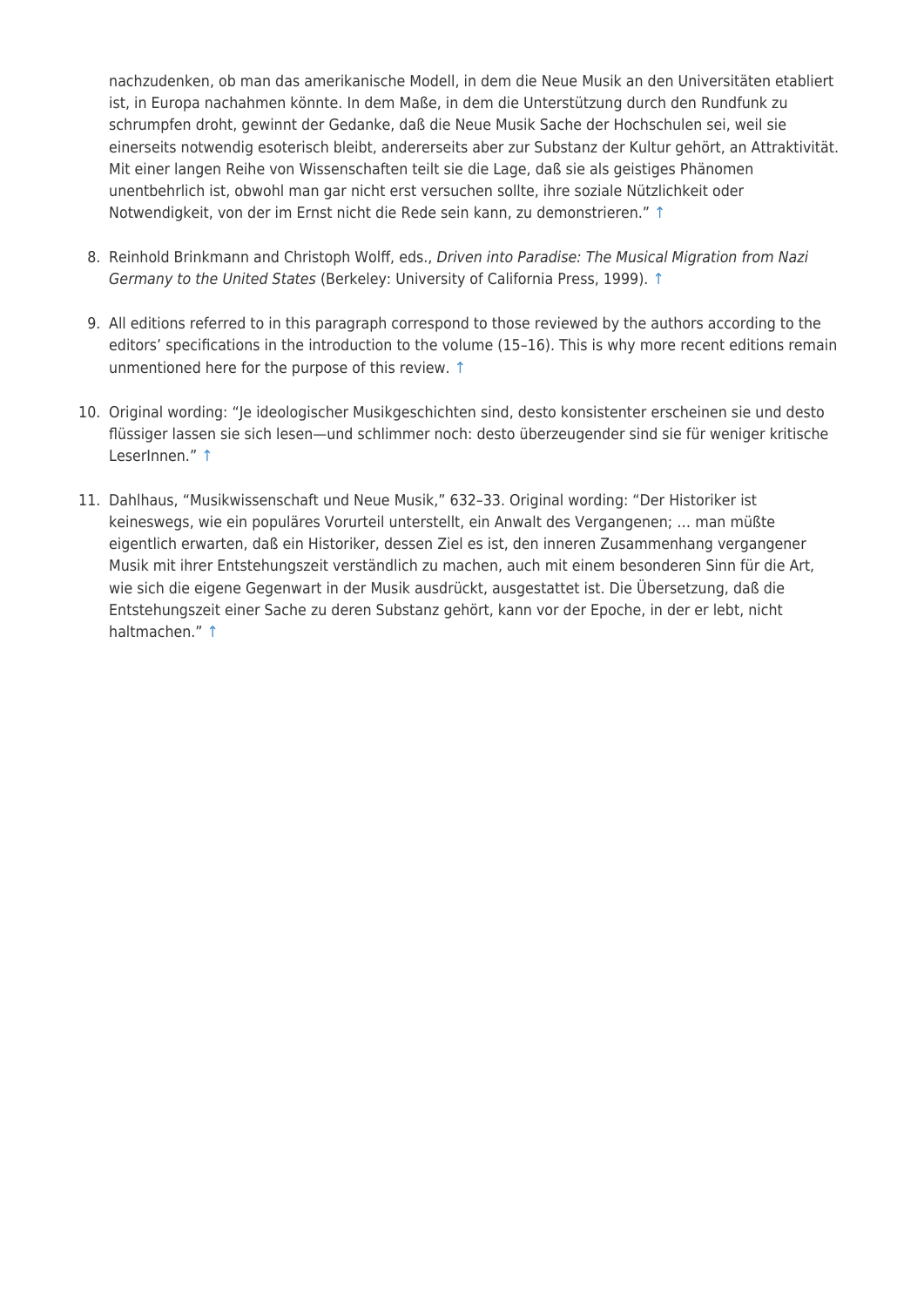nachzudenken, ob man das amerikanische Modell, in dem die Neue Musik an den Universitäten etabliert ist, in Europa nachahmen könnte. In dem Maße, in dem die Unterstützung durch den Rundfunk zu schrumpfen droht, gewinnt der Gedanke, daß die Neue Musik Sache der Hochschulen sei, weil sie einerseits notwendig esoterisch bleibt, andererseits aber zur Substanz der Kultur gehört, an Attraktivität. Mit einer langen Reihe von Wissenschaften teilt sie die Lage, daß sie als geistiges Phänomen unentbehrlich ist, obwohl man gar nicht erst versuchen sollte, ihre soziale Nützlichkeit oder Notwendigkeit, von der im Ernst nicht die Rede sein kann, zu demonstrieren.” ↑

8. Reinhold Brinkmann and Christoph Wolff, eds., *Driven into Paradise: The Musical Migration from Nazi Germany to the United States* (Berkeley: University of California Press, 1999). ↑

9. All editions referred to in this paragraph correspond to those reviewed by the authors according to the editors’ specifications in the introduction to the volume (15–16). This is why more recent editions remain unmentioned here for the purpose of this review. ↑

10. Original wording: “Je ideologischer Musikgeschichten sind, desto konsistenter erscheinen sie und desto flüssiger lassen sie sich lesen—und schlimmer noch: desto überzeugender sind sie für weniger kritische LeserInnen.” ↑

11. Dahlhaus, “Musikwissenschaft und Neue Musik,” 632–33. Original wording: “Der Historiker ist keineswegs, wie ein populäres Vorurteil unterstellt, ein Anwalt des Vergangenen; … man müßte eigentlich erwarten, daß ein Historiker, dessen Ziel es ist, den inneren Zusammenhang vergangener Musik mit ihrer Entstehungszeit verständlich zu machen, auch mit einem besonderen Sinn für die Art, wie sich die eigene Gegenwart in der Musik ausdrückt, ausgestattet ist. Die Übersetzung, daß die Entstehungszeit einer Sache zu deren Substanz gehört, kann vor der Epoche, in der er lebt, nicht haltmachen.” ↑